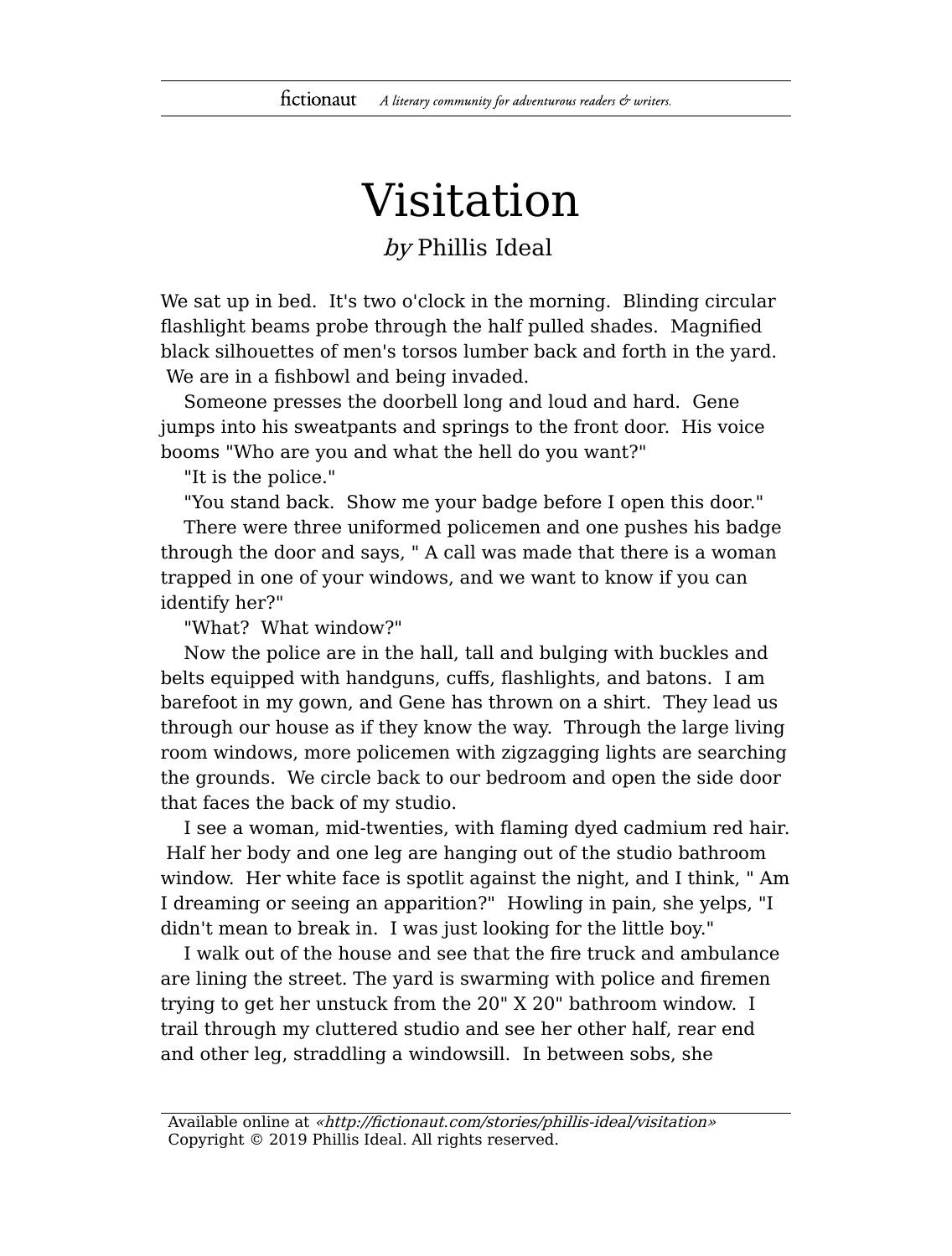# Visitation

*by* Phillis Ideal

We sat up in bed. It's two o'clock in the morning. Blinding circular flashlight beams probe through the half pulled shades. Magnified black silhouettes of men's torsos lumber back and forth in the yard. We are in a fishbowl and being invaded.

Someone presses the doorbell long and loud and hard. Gene jumps into his sweatpants and springs to the front door. His voice booms "Who are you and what the hell do you want?"

"It is the police."

"You stand back. Show me your badge before I open this door."

There were three uniformed policemen and one pushes his badge through the door and says, " A call was made that there is a woman trapped in one of your windows, and we want to know if you can identify her?"

"What? What window?"

Now the police are in the hall, tall and bulging with buckles and belts equipped with handguns, cuffs, flashlights, and batons. I am barefoot in my gown, and Gene has thrown on a shirt. They lead us through our house as if they know the way. Through the large living room windows, more policemen with zigzagging lights are searching the grounds. We circle back to our bedroom and open the side door that faces the back of my studio.

I see a woman, mid-twenties, with flaming dyed cadmium red hair. Half her body and one leg are hanging out of the studio bathroom window. Her white face is spotlit against the night, and I think, " Am I dreaming or seeing an apparition?" Howling in pain, she yelps, "I didn't mean to break in. I was just looking for the little boy."

I walk out of the house and see that the fire truck and ambulance are lining the street. The yard is swarming with police and firemen trying to get her unstuck from the 20" X 20" bathroom window. I trail through my cluttered studio and see her other half, rear end and other leg, straddling a windowsill. In between sobs, she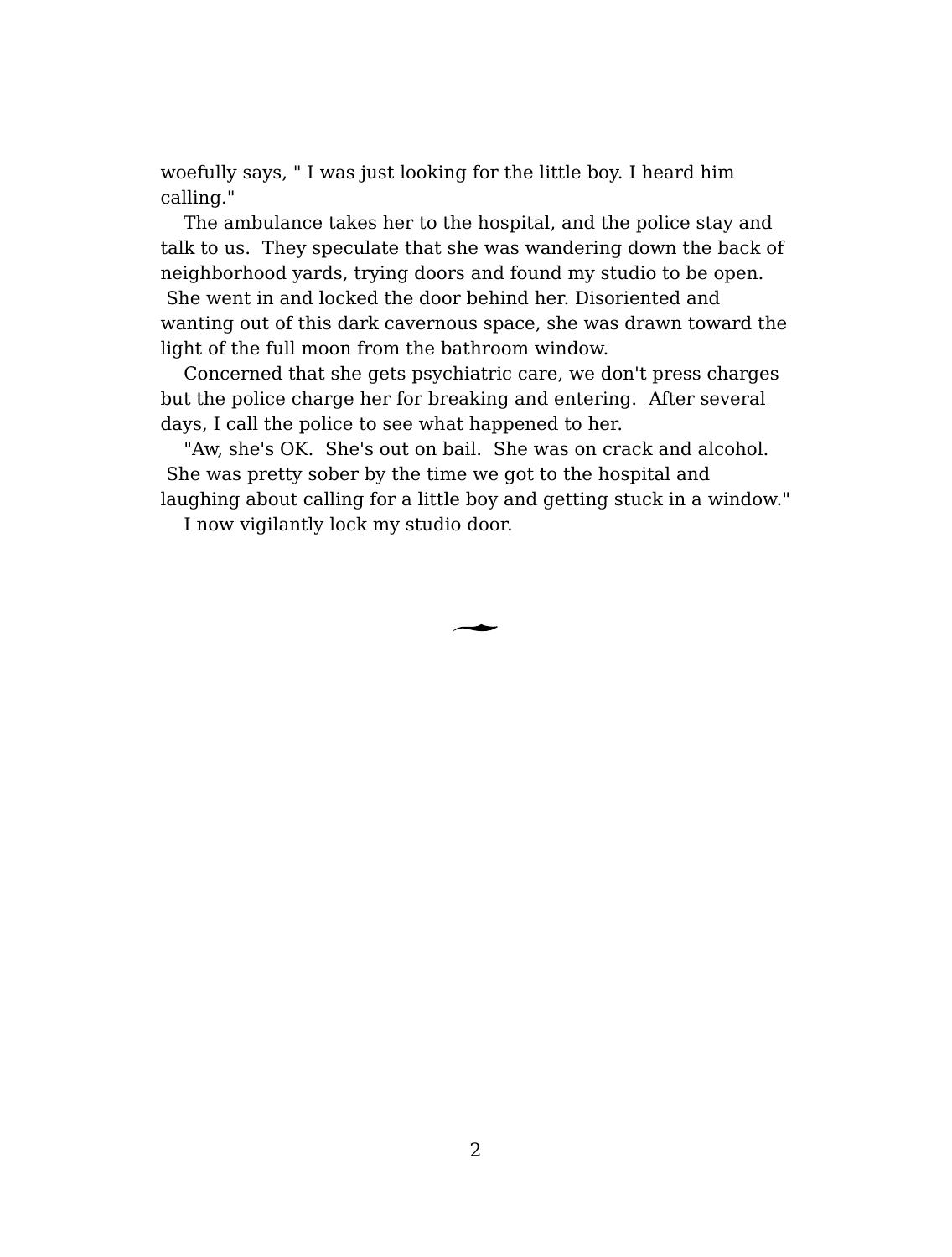woefully says, " I was just looking for the little boy. I heard him calling."

The ambulance takes her to the hospital, and the police stay and talk to us. They speculate that she was wandering down the back of neighborhood yards, trying doors and found my studio to be open. She went in and locked the door behind her. Disoriented and wanting out of this dark cavernous space, she was drawn toward the light of the full moon from the bathroom window.

Concerned that she gets psychiatric care, we don't press charges but the police charge her for breaking and entering. After several days, I call the police to see what happened to her.

"Aw, she's OK. She's out on bail. She was on crack and alcohol. She was pretty sober by the time we got to the hospital and laughing about calling for a little boy and getting stuck in a window."

I now vigilantly lock my studio door.